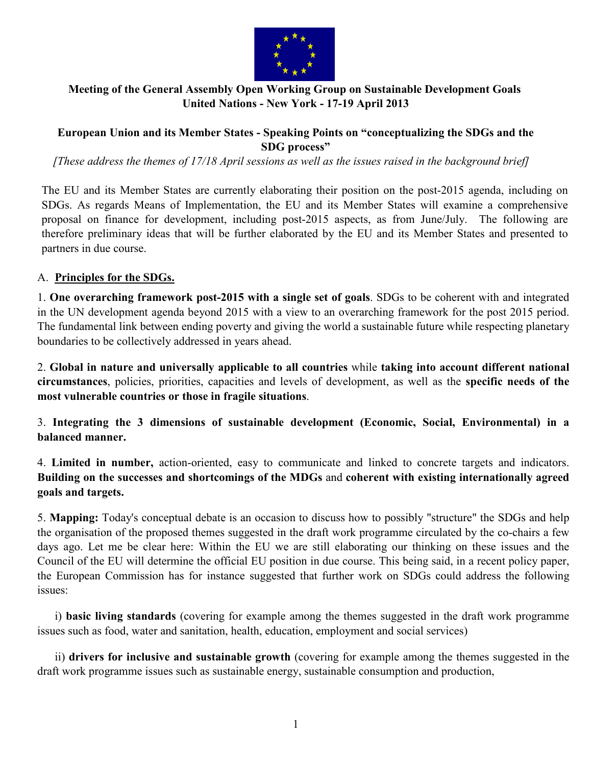**Meeting of the General Assembly Open Working Group on Sustainable Development Goals**
**United Nations - New York - 17-19 April 2013**

**European Union and its Member States - Speaking Points on "conceptualizing the SDGs and the SDG process"**

*[These address the themes of 17/18 April sessions as well as the issues raised in the background brief]*

The EU and its Member States are currently elaborating their position on the post-2015 agenda, including on SDGs. As regards Means of Implementation, the EU and its Member States will examine a comprehensive proposal on finance for development, including post-2015 aspects, as from June/July. The following are therefore preliminary ideas that will be further elaborated by the EU and its Member States and presented to partners in due course.

A. **Principles for the SDGs.**

1. **One overarching framework post-2015 with a single set of goals**. SDGs to be coherent with and integrated in the UN development agenda beyond 2015 with a view to an overarching framework for the post 2015 period. The fundamental link between ending poverty and giving the world a sustainable future while respecting planetary boundaries to be collectively addressed in years ahead.

2. **Global in nature and universally applicable to all countries** while **taking into account different national circumstances**, policies, priorities, capacities and levels of development, as well as the **specific needs of the most vulnerable countries or those in fragile situations**.

3. **Integrating the 3 dimensions of sustainable development (Economic, Social, Environmental) in a balanced manner.**

4. **Limited in number,** action-oriented, easy to communicate and linked to concrete targets and indicators. **Building on the successes and shortcomings of the MDGs** and **coherent with existing internationally agreed goals and targets.**

5. **Mapping:** Today's conceptual debate is an occasion to discuss how to possibly "structure" the SDGs and help the organisation of the proposed themes suggested in the draft work programme circulated by the co-chairs a few days ago. Let me be clear here: Within the EU we are still elaborating our thinking on these issues and the Council of the EU will determine the official EU position in due course. This being said, in a recent policy paper, the European Commission has for instance suggested that further work on SDGs could address the following issues:

i) **basic living standards** (covering for example among the themes suggested in the draft work programme issues such as food, water and sanitation, health, education, employment and social services)

ii) **drivers for inclusive and sustainable growth** (covering for example among the themes suggested in the draft work programme issues such as sustainable energy, sustainable consumption and production,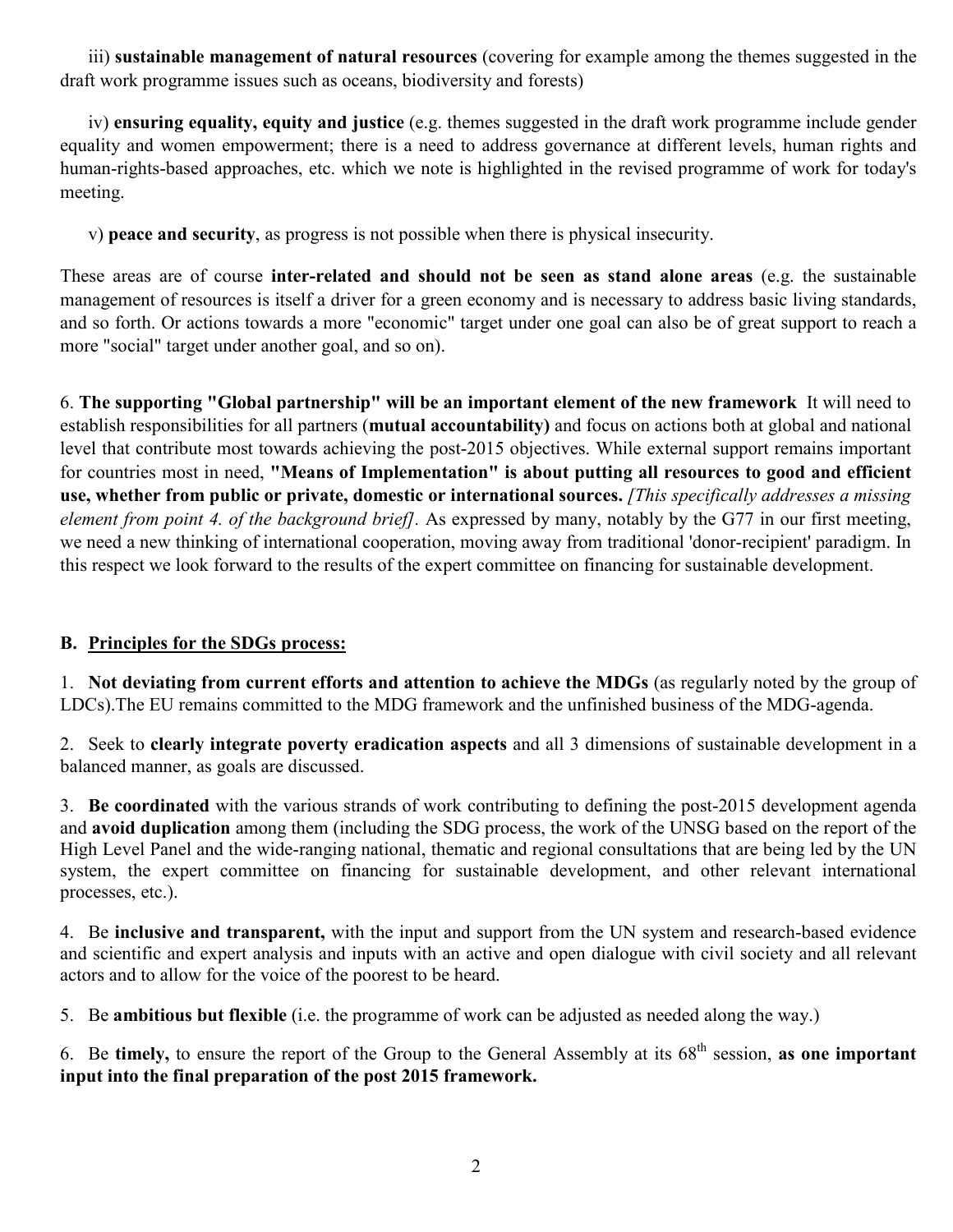iii) **sustainable management of natural resources** (covering for example among the themes suggested in the draft work programme issues such as oceans, biodiversity and forests)

iv) **ensuring equality, equity and justice** (e.g. themes suggested in the draft work programme include gender equality and women empowerment; there is a need to address governance at different levels, human rights and human-rights-based approaches, etc. which we note is highlighted in the revised programme of work for today's meeting.

v) **peace and security**, as progress is not possible when there is physical insecurity.

These areas are of course **inter-related and should not be seen as stand alone areas** (e.g. the sustainable management of resources is itself a driver for a green economy and is necessary to address basic living standards, and so forth. Or actions towards a more "economic" target under one goal can also be of great support to reach a more "social" target under another goal, and so on).

6. **The supporting "Global partnership" will be an important element of the new framework** It will need to establish responsibilities for all partners (**mutual accountability)** and focus on actions both at global and national level that contribute most towards achieving the post-2015 objectives. While external support remains important for countries most in need, **"Means of Implementation" is about putting all resources to good and efficient use, whether from public or private, domestic or international sources.** *[This specifically addresses a missing element from point 4. of the background brief]*. As expressed by many, notably by the G77 in our first meeting, we need a new thinking of international cooperation, moving away from traditional 'donor-recipient' paradigm. In this respect we look forward to the results of the expert committee on financing for sustainable development.

## B. Principles for the SDGs process:

1. **Not deviating from current efforts and attention to achieve the MDGs** (as regularly noted by the group of LDCs).The EU remains committed to the MDG framework and the unfinished business of the MDG-agenda.

2. Seek to **clearly integrate poverty eradication aspects** and all 3 dimensions of sustainable development in a balanced manner, as goals are discussed.

3. **Be coordinated** with the various strands of work contributing to defining the post-2015 development agenda and **avoid duplication** among them (including the SDG process, the work of the UNSG based on the report of the High Level Panel and the wide-ranging national, thematic and regional consultations that are being led by the UN system, the expert committee on financing for sustainable development, and other relevant international processes, etc.).

4. Be **inclusive and transparent,** with the input and support from the UN system and research-based evidence and scientific and expert analysis and inputs with an active and open dialogue with civil society and all relevant actors and to allow for the voice of the poorest to be heard.

5. Be **ambitious but flexible** (i.e. the programme of work can be adjusted as needed along the way.)

6. Be **timely,** to ensure the report of the Group to the General Assembly at its 68th session, **as one important input into the final preparation of the post 2015 framework.**